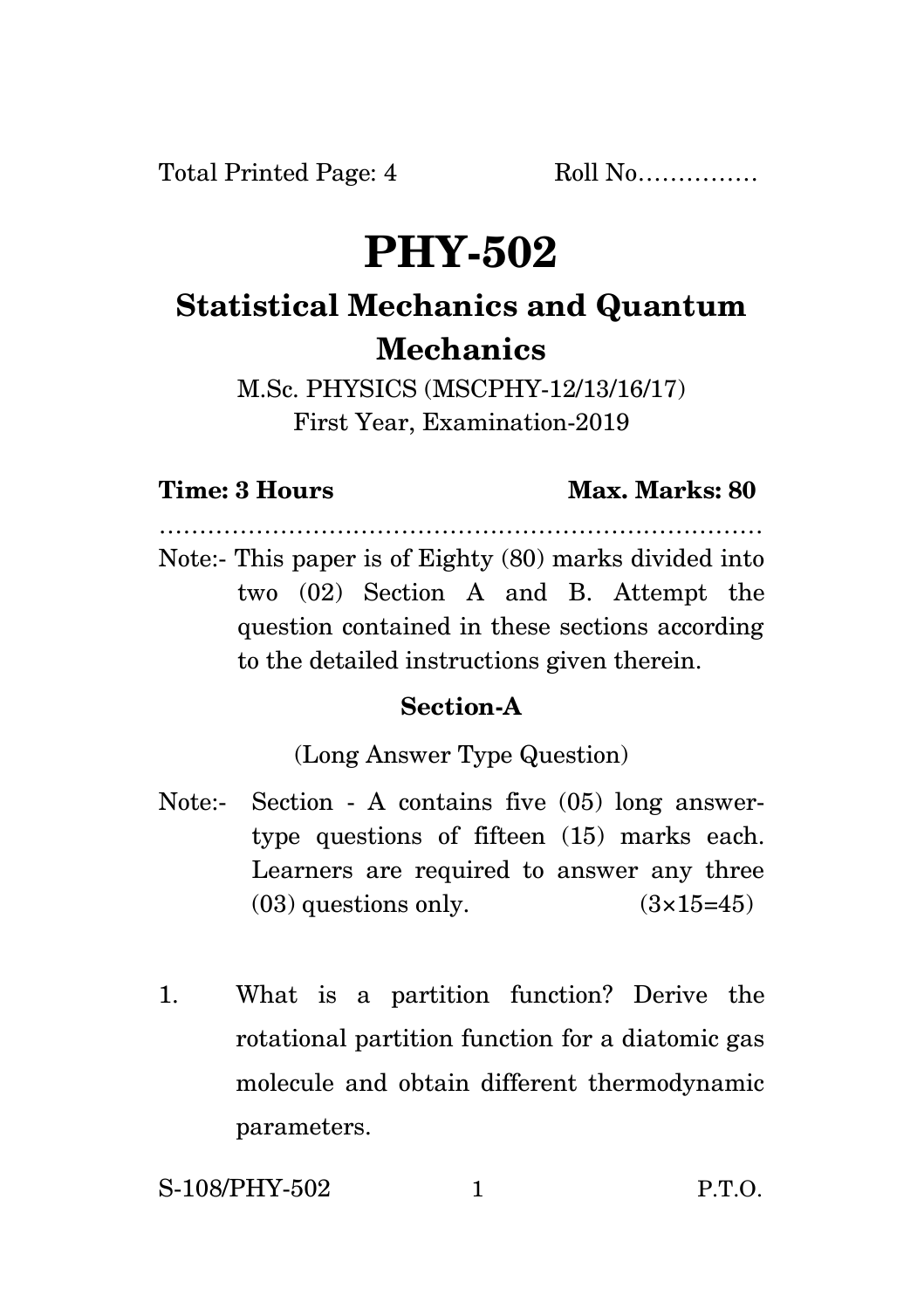Total Printed Page: 4 Roll No……………

# PHY-502

## Statistical Mechanics and Quantum Mechanics

M.Sc. PHYSICS (MSCPHY-12/13/16/17)
First Year, Examination-2019

**Time: 3 Hours** **Max. Marks: 80**

…………………………………………………………………

Note:- This paper is of Eighty (80) marks divided into two (02) Section A and B. Attempt the question contained in these sections according to the detailed instructions given therein.

### Section-A

(Long Answer Type Question)

Note:- Section - A contains five (05) long answer-type questions of fifteen (15) marks each. Learners are required to answer any three (03) questions only. (3×15=45)

1. What is a partition function? Derive the rotational partition function for a diatomic gas molecule and obtain different thermodynamic parameters.

S-108/PHY-502 P.T.O.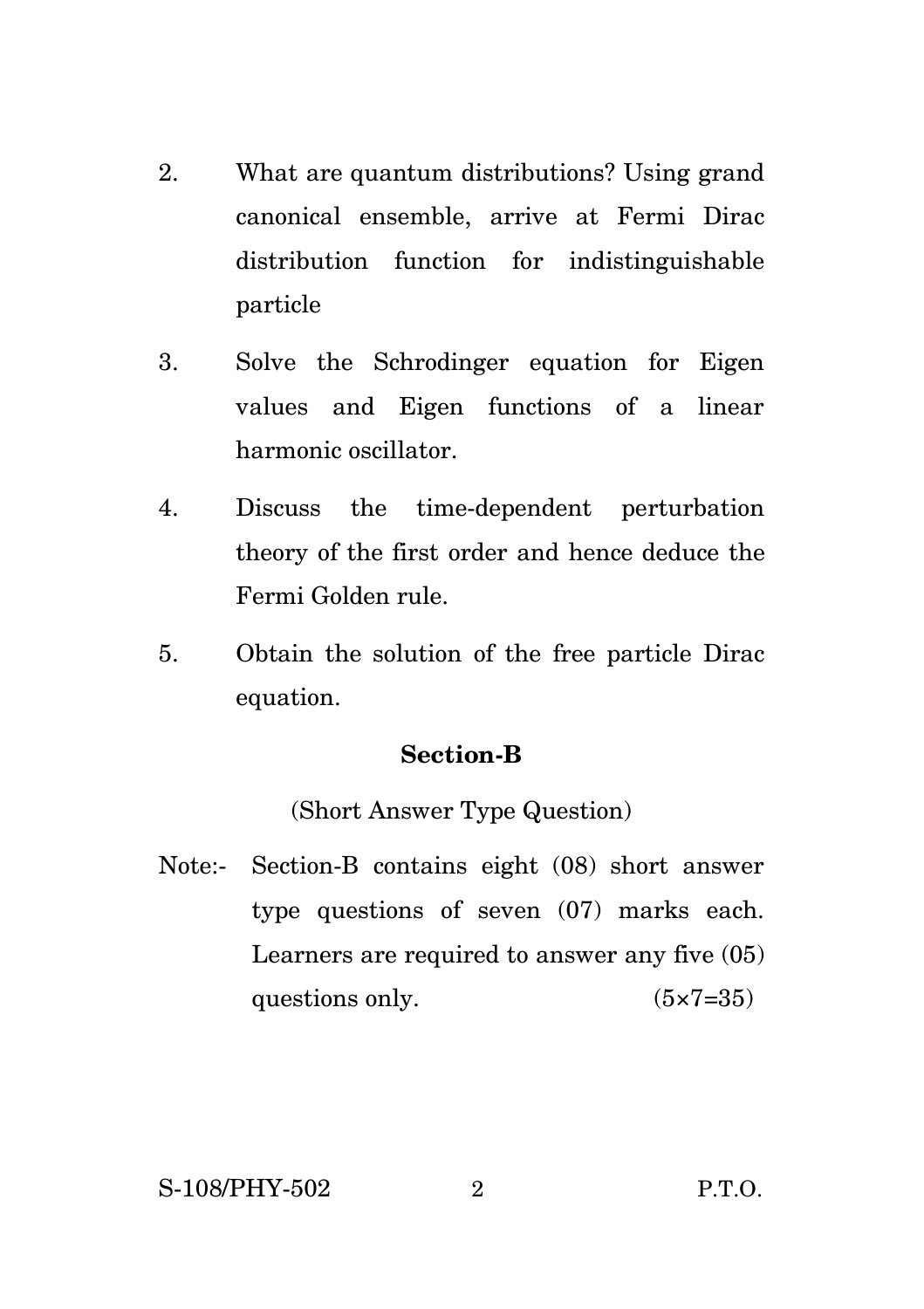2. What are quantum distributions? Using grand canonical ensemble, arrive at Fermi Dirac distribution function for indistinguishable particle

3. Solve the Schrodinger equation for Eigen values and Eigen functions of a linear harmonic oscillator.

4. Discuss the time-dependent perturbation theory of the first order and hence deduce the Fermi Golden rule.

5. Obtain the solution of the free particle Dirac equation.

## Section-B

(Short Answer Type Question)

Note:- Section-B contains eight (08) short answer type questions of seven (07) marks each. Learners are required to answer any five (05) questions only. (5×7=35)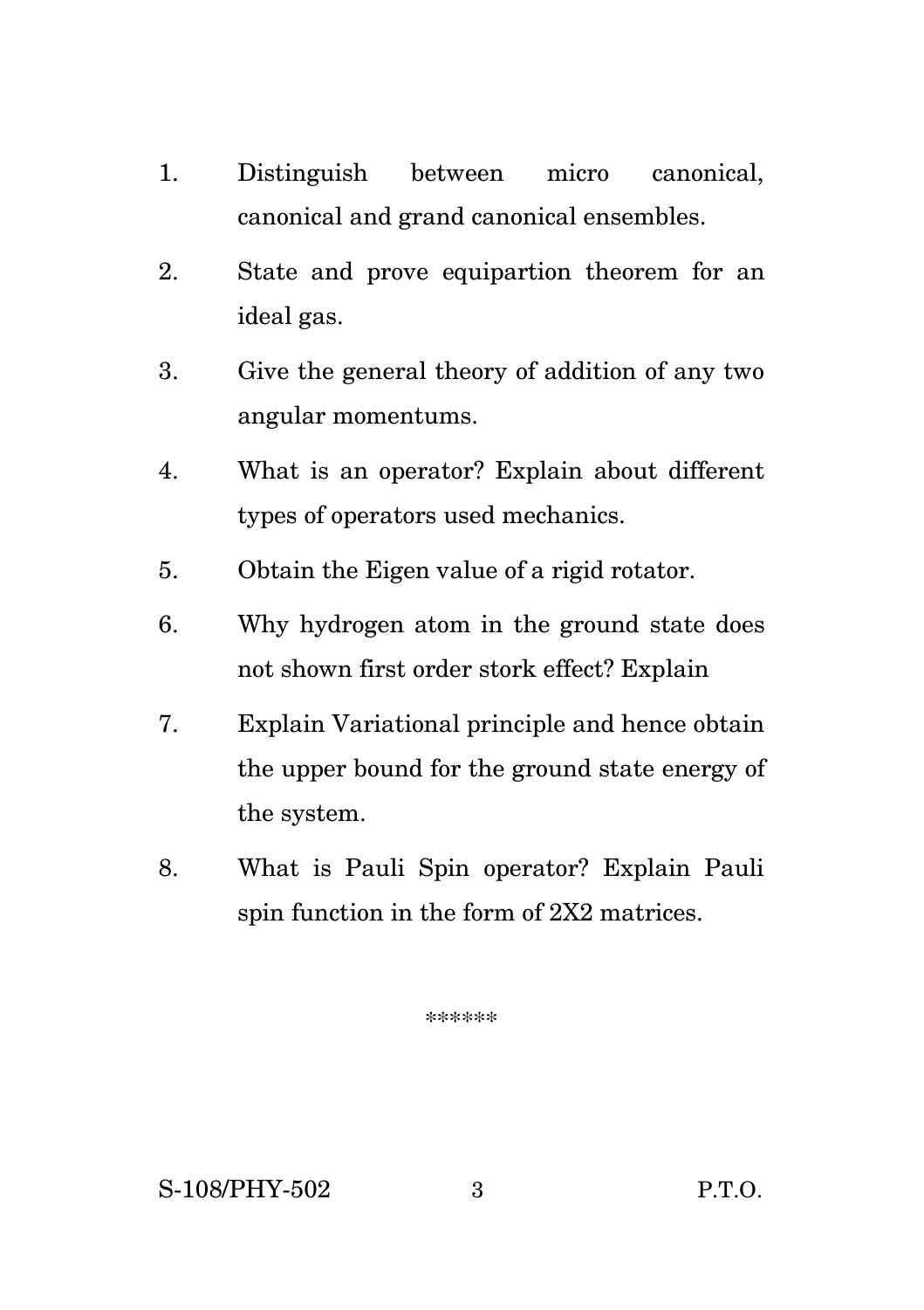1. Distinguish between micro canonical, canonical and grand canonical ensembles.
2. State and prove equipartion theorem for an ideal gas.
3. Give the general theory of addition of any two angular momentums.
4. What is an operator? Explain about different types of operators used mechanics.
5. Obtain the Eigen value of a rigid rotator.
6. Why hydrogen atom in the ground state does not shown first order stork effect? Explain
7. Explain Variational principle and hence obtain the upper bound for the ground state energy of the system.
8. What is Pauli Spin operator? Explain Pauli spin function in the form of 2X2 matrices.

******